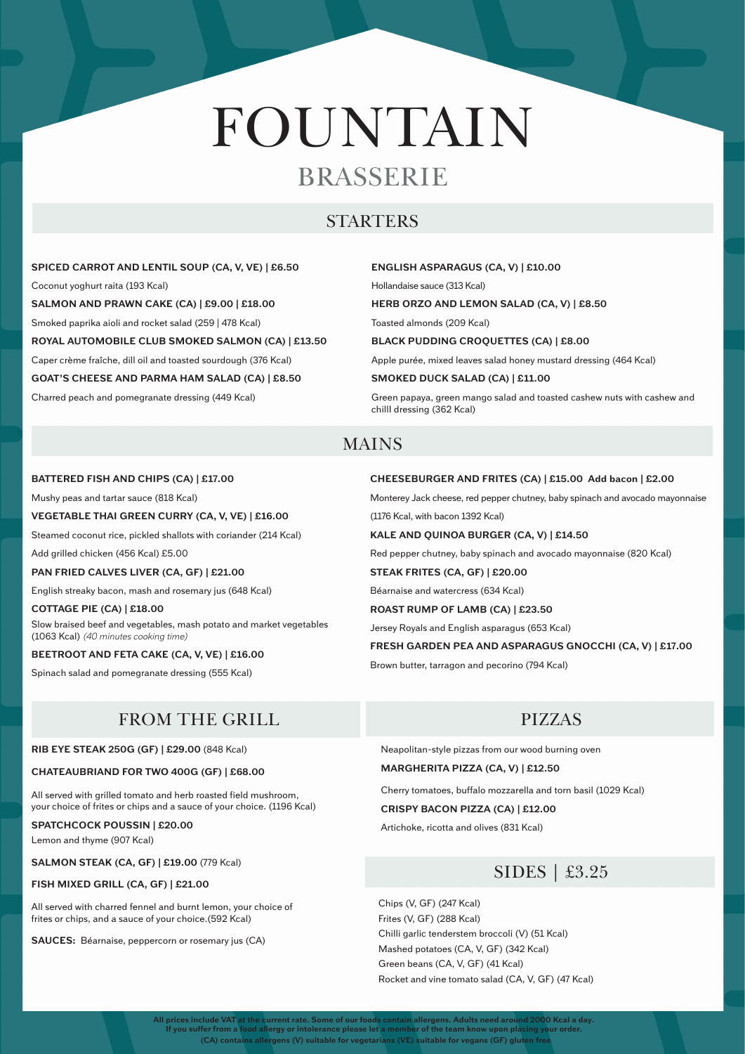# FOUNTAIN

## BRASSERIE

## STARTERS

**SPICED CARROT AND LENTIL SOUP (CA, V, VE) | £6.50**

Coconut yoghurt raita (193 Kcal)

**SALMON AND PRAWN CAKE (CA) | £9.00 | £18.00**

Smoked paprika aioli and rocket salad (259 | 478 Kcal)

**ROYAL AUTOMOBILE CLUB SMOKED SALMON (CA) | £13.50**

Caper crème fraîche, dill oil and toasted sourdough (376 Kcal)

**GOAT'S CHEESE AND PARMA HAM SALAD (CA) | £8.50**

Charred peach and pomegranate dressing (449 Kcal)

**ENGLISH ASPARAGUS (CA, V) | £10.00**

Hollandaise sauce (313 Kcal)

**HERB ORZO AND LEMON SALAD (CA, V) | £8.50**

Toasted almonds (209 Kcal)

**BLACK PUDDING CROQUETTES (CA) | £8.00**

Apple purée, mixed leaves salad honey mustard dressing (464 Kcal)

**SMOKED DUCK SALAD (CA) | £11.00**

Green papaya, green mango salad and toasted cashew nuts with cashew and chilll dressing (362 Kcal)

## MAINS

**BATTERED FISH AND CHIPS (CA) | £17.00**

Mushy peas and tartar sauce (818 Kcal)

**VEGETABLE THAI GREEN CURRY (CA, V, VE) | £16.00**

Steamed coconut rice, pickled shallots with coriander (214 Kcal)

Add grilled chicken (456 Kcal) £5.00

**PAN FRIED CALVES LIVER (CA, GF) | £21.00**

English streaky bacon, mash and rosemary jus (648 Kcal)

**COTTAGE PIE (CA) | £18.00**

Slow braised beef and vegetables, mash potato and market vegetables (1063 Kcal) *(40 minutes cooking time)*

**BEETROOT AND FETA CAKE (CA, V, VE) | £16.00**

Spinach salad and pomegranate dressing (555 Kcal)

**CHEESEBURGER AND FRITES (CA) | £15.00 Add bacon | £2.00**

Monterey Jack cheese, red pepper chutney, baby spinach and avocado mayonnaise (1176 Kcal, with bacon 1392 Kcal)

**KALE AND QUINOA BURGER (CA, V) | £14.50**

Red pepper chutney, baby spinach and avocado mayonnaise (820 Kcal)

**STEAK FRITES (CA, GF) | £20.00**

Béarnaise and watercress (634 Kcal)

**ROAST RUMP OF LAMB (CA) | £23.50**

Jersey Royals and English asparagus (653 Kcal)

**FRESH GARDEN PEA AND ASPARAGUS GNOCCHI (CA, V) | £17.00**

Brown butter, tarragon and pecorino (794 Kcal)

## FROM THE GRILL

**RIB EYE STEAK 250G (GF) | £29.00** (848 Kcal)

**CHATEAUBRIAND FOR TWO 400G (GF) | £68.00**

All served with grilled tomato and herb roasted field mushroom, your choice of frites or chips and a sauce of your choice. (1196 Kcal)

**SPATCHCOCK POUSSIN | £20.00**

Lemon and thyme (907 Kcal)

**SALMON STEAK (CA, GF) | £19.00** (779 Kcal)

**FISH MIXED GRILL (CA, GF) | £21.00**

All served with charred fennel and burnt lemon, your choice of frites or chips, and a sauce of your choice.(592 Kcal)

**SAUCES:** Béarnaise, peppercorn or rosemary jus (CA)

## PIZZAS

Neapolitan-style pizzas from our wood burning oven

**MARGHERITA PIZZA (CA, V) | £12.50**

Cherry tomatoes, buffalo mozzarella and torn basil (1029 Kcal)

**CRISPY BACON PIZZA (CA) | £12.00**

Artichoke, ricotta and olives (831 Kcal)

## SIDES | £3.25

Chips (V, GF) (247 Kcal)
Frites (V, GF) (288 Kcal)
Chilli garlic tenderstem broccoli (V) (51 Kcal)
Mashed potatoes (CA, V, GF) (342 Kcal)
Green beans (CA, V, GF) (41 Kcal)
Rocket and vine tomato salad (CA, V, GF) (47 Kcal)

**All prices include VAT at the current rate. Some of our foods contain allergens. Adults need around 2000 Kcal a day. If you suffer from a food allergy or intolerance please let a member of the team know upon placing your order. (CA) contains allergens (V) suitable for vegetarians (VE) suitable for vegans (GF) gluten free**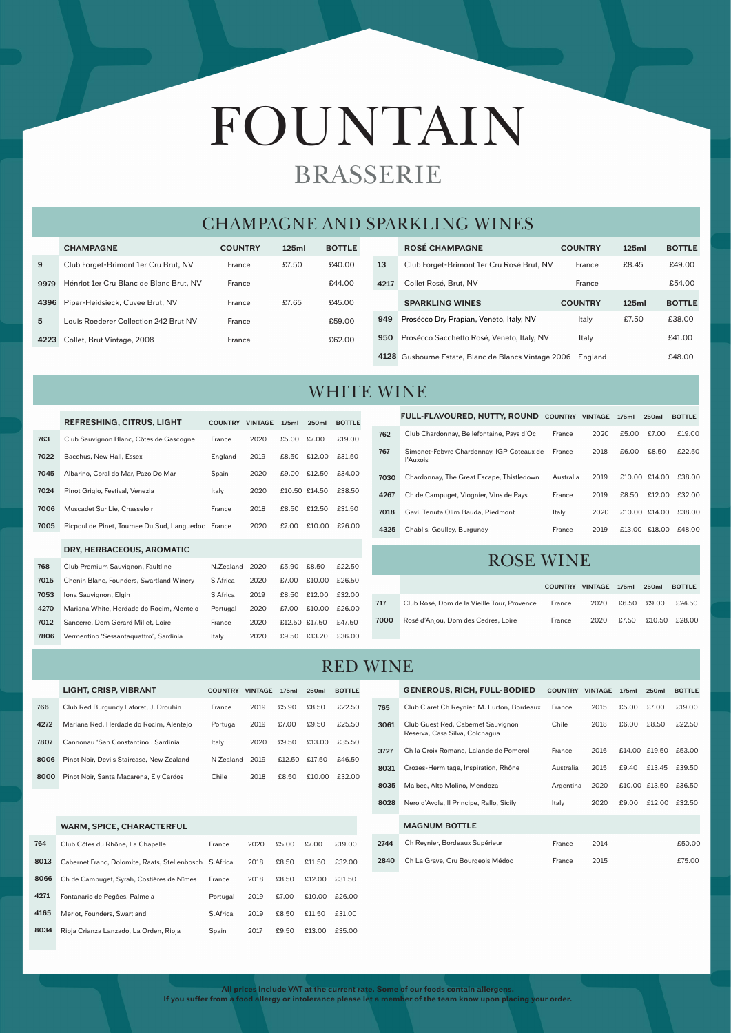# FOUNTAIN

## BRASSERIE

## CHAMPAGNE AND SPARKLING WINES

| | CHAMPAGNE | COUNTRY | 125ml | BOTTLE |
|---|---|---|---|---|
| 9 | Club Forget-Brimont 1er Cru Brut, NV | France | £7.50 | £40.00 |
| 9979 | Hénriot 1er Cru Blanc de Blanc Brut, NV | France | | £44.00 |
| 4396 | Piper-Heidsieck, Cuvee Brut, NV | France | £7.65 | £45.00 |
| 5 | Louis Roederer Collection 242 Brut NV | France | | £59.00 |
| 4223 | Collet, Brut Vintage, 2008 | France | | £62.00 |

| | ROSÉ CHAMPAGNE | COUNTRY | 125ml | BOTTLE |
|---|---|---|---|---|
| 13 | Club Forget-Brimont 1er Cru Rosé Brut, NV | France | £8.45 | £49.00 |
| 4217 | Collet Rosé, Brut, NV | France | | £54.00 |

| | SPARKLING WINES | COUNTRY | 125ml | BOTTLE |
|---|---|---|---|---|
| 949 | Prosécco Dry Prapian, Veneto, Italy, NV | Italy | £7.50 | £38.00 |
| 950 | Prosécco Sacchetto Rosé, Veneto, Italy, NV | Italy | | £41.00 |
| 4128 | Gusbourne Estate, Blanc de Blancs Vintage 2006 | England | | £48.00 |

## WHITE WINE

| | REFRESHING, CITRUS, LIGHT | COUNTRY | VINTAGE | 175ml | 250ml | BOTTLE |
|---|---|---|---|---|---|---|
| 763 | Club Sauvignon Blanc, Côtes de Gascogne | France | 2020 | £5.00 | £7.00 | £19.00 |
| 7022 | Bacchus, New Hall, Essex | England | 2019 | £8.50 | £12.00 | £31.50 |
| 7045 | Albarino, Coral do Mar, Pazo Do Mar | Spain | 2020 | £9.00 | £12.50 | £34.00 |
| 7024 | Pinot Grigio, Festival, Venezia | Italy | 2020 | £10.50 | £14.50 | £38.50 |
| 7006 | Muscadet Sur Lie, Chasseloir | France | 2018 | £8.50 | £12.50 | £31.50 |
| 7005 | Picpoul de Pinet, Tournee Du Sud, Languedoc | France | 2020 | £7.00 | £10.00 | £26.00 |

| | DRY, HERBACEOUS, AROMATIC | COUNTRY | VINTAGE | 175ml | 250ml | BOTTLE |
|---|---|---|---|---|---|---|
| 768 | Club Premium Sauvignon, Faultline | N.Zealand | 2020 | £5.90 | £8.50 | £22.50 |
| 7015 | Chenin Blanc, Founders, Swartland Winery | S Africa | 2020 | £7.00 | £10.00 | £26.50 |
| 7053 | Iona Sauvignon, Elgin | S Africa | 2019 | £8.50 | £12.00 | £32.00 |
| 4270 | Mariana White, Herdade do Rocim, Alentejo | Portugal | 2020 | £7.00 | £10.00 | £26.00 |
| 7012 | Sancerre, Dom Gérard Millet, Loire | France | 2020 | £12.50 | £17.50 | £47.50 |
| 7806 | Vermentino 'Sessantaquattro', Sardinia | Italy | 2020 | £9.50 | £13.20 | £36.00 |

| | FULL-FLAVOURED, NUTTY, ROUND | COUNTRY | VINTAGE | 175ml | 250ml | BOTTLE |
|---|---|---|---|---|---|---|
| 762 | Club Chardonnay, Bellefontaine, Pays d'Oc | France | 2020 | £5.00 | £7.00 | £19.00 |
| 767 | Simonet-Febvre Chardonnay, IGP Coteaux de l'Auxois | France | 2018 | £6.00 | £8.50 | £22.50 |
| 7030 | Chardonnay, The Great Escape, Thistledown | Australia | 2019 | £10.00 | £14.00 | £38.00 |
| 4267 | Ch de Campuget, Viognier, Vins de Pays | France | 2019 | £8.50 | £12.00 | £32.00 |
| 7018 | Gavi, Tenuta Olim Bauda, Piedmont | Italy | 2020 | £10.00 | £14.00 | £38.00 |
| 4325 | Chablis, Goulley, Burgundy | France | 2019 | £13.00 | £18.00 | £48.00 |

## ROSE WINE

| | | COUNTRY | VINTAGE | 175ml | 250ml | BOTTLE |
|---|---|---|---|---|---|---|
| 717 | Club Rosé, Dom de la Vieille Tour, Provence | France | 2020 | £6.50 | £9.00 | £24.50 |
| 7000 | Rosé d'Anjou, Dom des Cedres, Loire | France | 2020 | £7.50 | £10.50 | £28.00 |

## RED WINE

| | LIGHT, CRISP, VIBRANT | COUNTRY | VINTAGE | 175ml | 250ml | BOTTLE |
|---|---|---|---|---|---|---|
| 766 | Club Red Burgundy Laforet, J. Drouhin | France | 2019 | £5.90 | £8.50 | £22.50 |
| 4272 | Mariana Red, Herdade do Rocim, Alentejo | Portugal | 2019 | £7.00 | £9.50 | £25.50 |
| 7807 | Cannonau 'San Constantino', Sardinia | Italy | 2020 | £9.50 | £13.00 | £35.50 |
| 8006 | Pinot Noir, Devils Staircase, New Zealand | N Zealand | 2019 | £12.50 | £17.50 | £46.50 |
| 8000 | Pinot Noir, Santa Macarena, E y Cardos | Chile | 2018 | £8.50 | £10.00 | £32.00 |

| | WARM, SPICE, CHARACTERFUL | COUNTRY | VINTAGE | 175ml | 250ml | BOTTLE |
|---|---|---|---|---|---|---|
| 764 | Club Côtes du Rhône, La Chapelle | France | 2020 | £5.00 | £7.00 | £19.00 |
| 8013 | Cabernet Franc, Dolomite, Raats, Stellenbosch | S.Africa | 2018 | £8.50 | £11.50 | £32.00 |
| 8066 | Ch de Campuget, Syrah, Costières de Nîmes | France | 2018 | £8.50 | £12.00 | £31.50 |
| 4271 | Fontanario de Pegões, Palmela | Portugal | 2019 | £7.00 | £10.00 | £26.00 |
| 4165 | Merlot, Founders, Swartland | S.Africa | 2019 | £8.50 | £11.50 | £31.00 |
| 8034 | Rioja Crianza Lanzado, La Orden, Rioja | Spain | 2017 | £9.50 | £13.00 | £35.00 |

| | GENEROUS, RICH, FULL-BODIED | COUNTRY | VINTAGE | 175ml | 250ml | BOTTLE |
|---|---|---|---|---|---|---|
| 765 | Club Claret Ch Reynier, M. Lurton, Bordeaux | France | 2015 | £5.00 | £7.00 | £19.00 |
| 3061 | Club Guest Red, Cabernet Sauvignon Reserva, Casa Silva, Colchagua | Chile | 2018 | £6.00 | £8.50 | £22.50 |
| 3727 | Ch la Croix Romane, Lalande de Pomerol | France | 2016 | £14.00 | £19.50 | £53.00 |
| 8031 | Crozes-Hermitage, Inspiration, Rhône | Australia | 2015 | £9.40 | £13.45 | £39.50 |
| 8035 | Malbec, Alto Molino, Mendoza | Argentina | 2020 | £10.00 | £13.50 | £36.50 |
| 8028 | Nero d'Avola, Il Principe, Rallo, Sicily | Italy | 2020 | £9.00 | £12.00 | £32.50 |

| | MAGNUM BOTTLE | COUNTRY | VINTAGE | 175ml | 250ml | BOTTLE |
|---|---|---|---|---|---|---|
| 2744 | Ch Reynier, Bordeaux Supérieur | France | 2014 | | | £50.00 |
| 2840 | Ch La Grave, Cru Bourgeois Médoc | France | 2015 | | | £75.00 |

**All prices include VAT at the current rate. Some of our foods contain allergens.**
**If you suffer from a food allergy or intolerance please let a member of the team know upon placing your order.**